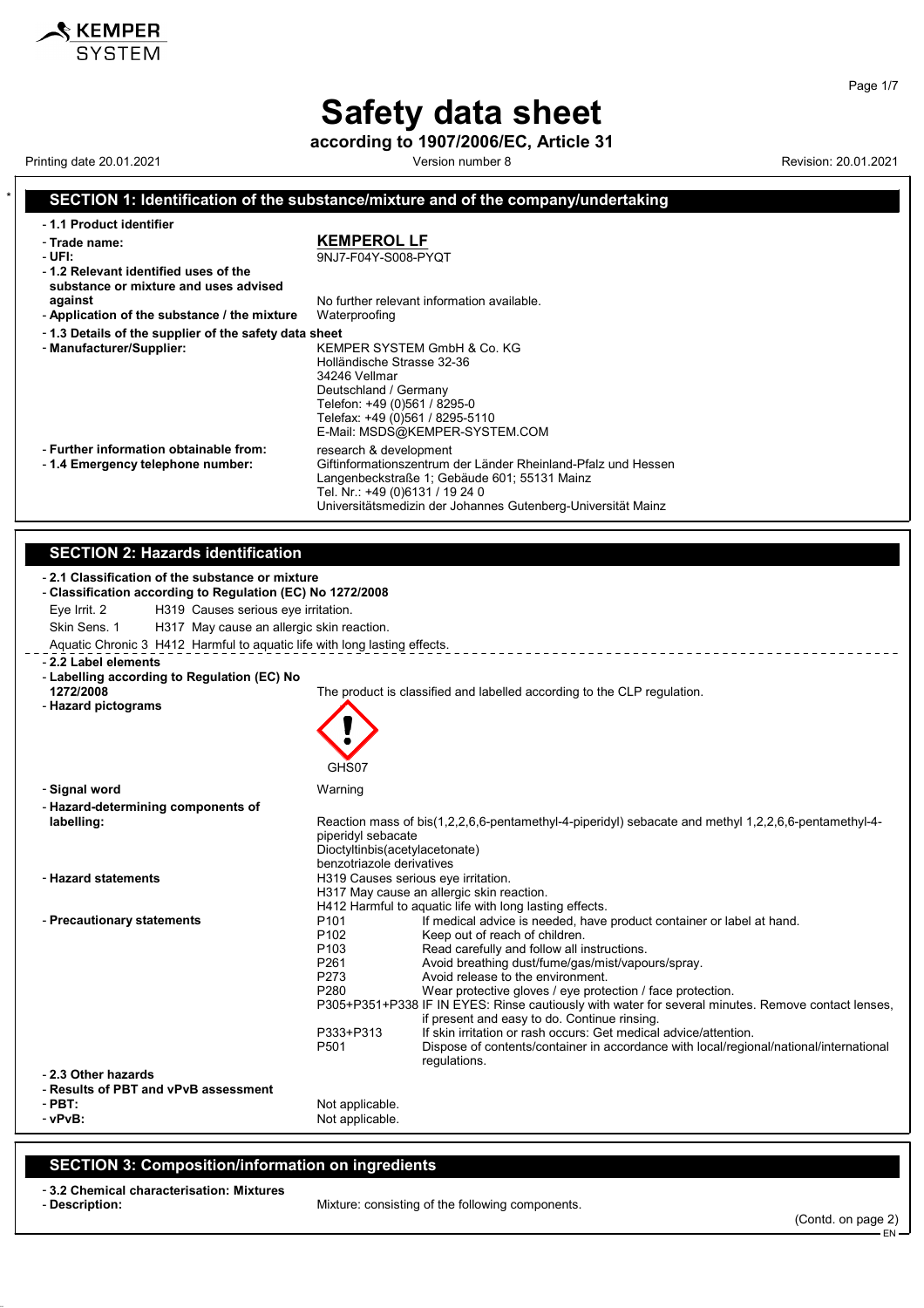# Safety data sheet

**according to 1907/2006/EC, Article 31**

Printing date 20.01.2021 | Version number 8 | Revision: 20.01.2021

## SECTION 1: Identification of the substance/mixture and of the company/undertaking

- **1.1 Product identifier**
- **Trade name:** **KEMPEROL LF**
- **UFI:** 9NJ7-F04Y-S008-PYQT
- **1.2 Relevant identified uses of the substance or mixture and uses advised against** No further relevant information available.
- **Application of the substance / the mixture** Waterproofing
- **1.3 Details of the supplier of the safety data sheet**
- **Manufacturer/Supplier:**
  KEMPER SYSTEM GmbH & Co. KG
  Holländische Strasse 32-36
  34246 Vellmar
  Deutschland / Germany
  Telefon: +49 (0)561 / 8295-0
  Telefax: +49 (0)561 / 8295-5110
  E-Mail: MSDS@KEMPER-SYSTEM.COM
- **Further information obtainable from:** research & development
- **1.4 Emergency telephone number:**
  Giftinformationszentrum der Länder Rheinland-Pfalz und Hessen
  Langenbeckstraße 1; Gebäude 601; 55131 Mainz
  Tel. Nr.: +49 (0)6131 / 19 24 0
  Universitätsmedizin der Johannes Gutenberg-Universität Mainz

## SECTION 2: Hazards identification

- **2.1 Classification of the substance or mixture**
- **Classification according to Regulation (EC) No 1272/2008**

Eye Irrit. 2 H319 Causes serious eye irritation.

Skin Sens. 1 H317 May cause an allergic skin reaction.

Aquatic Chronic 3 H412 Harmful to aquatic life with long lasting effects.

- **2.2 Label elements**
- **Labelling according to Regulation (EC) No 1272/2008** The product is classified and labelled according to the CLP regulation.
- **Hazard pictograms**

  GHS07

- **Signal word** Warning
- **Hazard-determining components of labelling:**
  Reaction mass of bis(1,2,2,6,6-pentamethyl-4-piperidyl) sebacate and methyl 1,2,2,6,6-pentamethyl-4-piperidyl sebacate
  Dioctyltinbis(acetylacetonate)
  benzotriazole derivatives
- **Hazard statements**
  H319 Causes serious eye irritation.
  H317 May cause an allergic skin reaction.
  H412 Harmful to aquatic life with long lasting effects.
- **Precautionary statements**

| | |
|---|---|
| P101 | If medical advice is needed, have product container or label at hand. |
| P102 | Keep out of reach of children. |
| P103 | Read carefully and follow all instructions. |
| P261 | Avoid breathing dust/fume/gas/mist/vapours/spray. |
| P273 | Avoid release to the environment. |
| P280 | Wear protective gloves / eye protection / face protection. |
| P305+P351+P338 | IF IN EYES: Rinse cautiously with water for several minutes. Remove contact lenses, if present and easy to do. Continue rinsing. |
| P333+P313 | If skin irritation or rash occurs: Get medical advice/attention. |
| P501 | Dispose of contents/container in accordance with local/regional/national/international regulations. |

- **2.3 Other hazards**
- **Results of PBT and vPvB assessment**
- **PBT:** Not applicable.
- **vPvB:** Not applicable.

## SECTION 3: Composition/information on ingredients

- **3.2 Chemical characterisation: Mixtures**
- **Description:** Mixture: consisting of the following components.

(Contd. on page 2)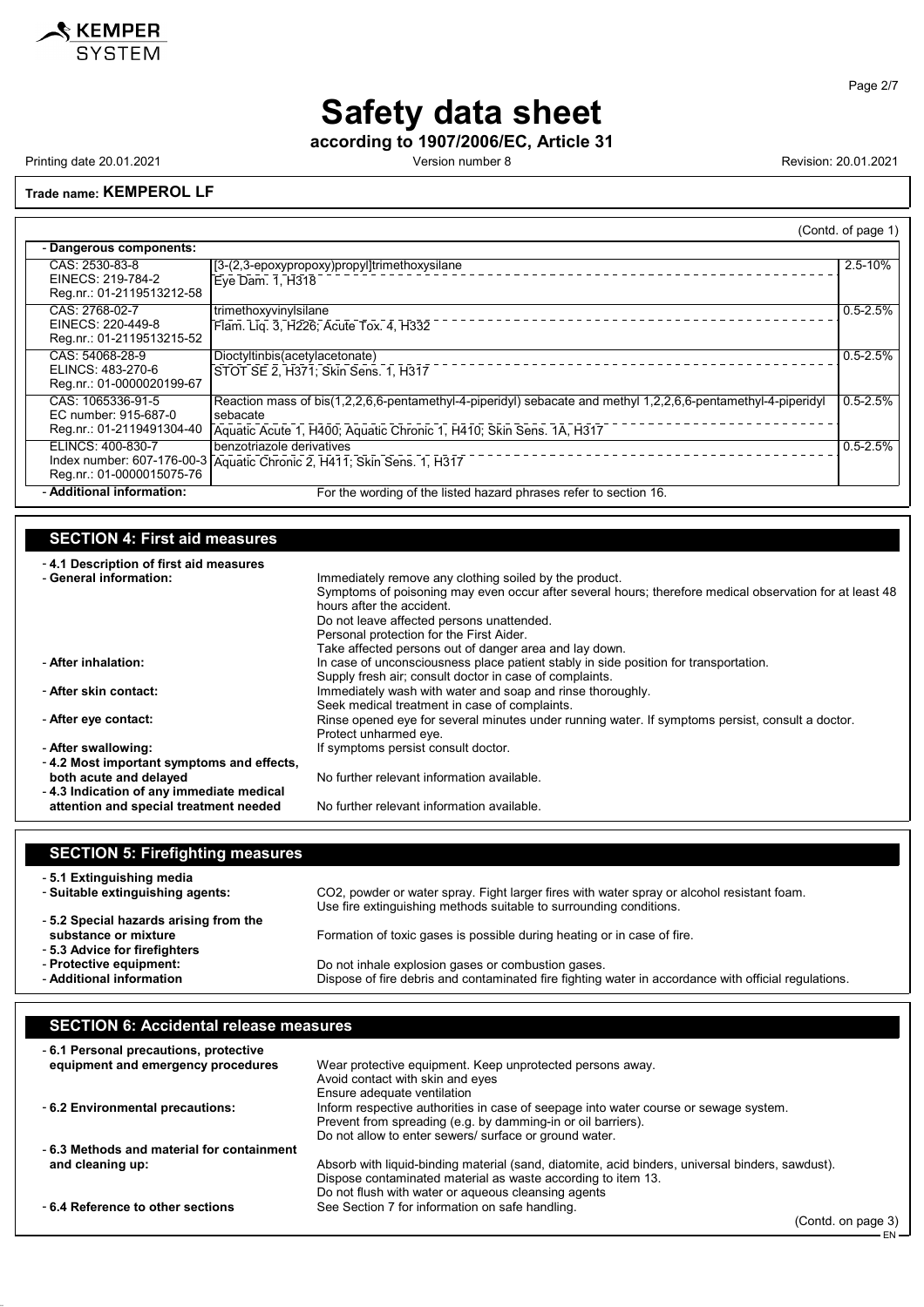# Safety data sheet

**according to 1907/2006/EC, Article 31**

Printing date 20.01.2021 Version number 8 Revision: 20.01.2021

**Trade name: KEMPEROL LF**

(Contd. of page 1)

- **Dangerous components:**

| | | |
|---|---|---|
| CAS: 2530-83-8<br>EINECS: 219-784-2<br>Reg.nr.: 01-2119513212-58 | [3-(2,3-epoxypropoxy)propyl]trimethoxysilane<br>Eye Dam. 1, H318 | 2.5-10% |
| CAS: 2768-02-7<br>EINECS: 220-449-8<br>Reg.nr.: 01-2119513215-52 | trimethoxyvinylsilane<br>Flam. Liq. 3, H226; Acute Tox. 4, H332 | 0.5-2.5% |
| CAS: 54068-28-9<br>ELINCS: 483-270-6<br>Reg.nr.: 01-0000020199-67 | Dioctyltinbis(acetylacetonate)<br>STOT SE 2, H371; Skin Sens. 1, H317 | 0.5-2.5% |
| CAS: 1065336-91-5<br>EC number: 915-687-0<br>Reg.nr.: 01-2119491304-40 | Reaction mass of bis(1,2,2,6,6-pentamethyl-4-piperidyl) sebacate and methyl 1,2,2,6,6-pentamethyl-4-piperidyl sebacate<br>Aquatic Acute 1, H400; Aquatic Chronic 1, H410; Skin Sens. 1A, H317 | 0.5-2.5% |
| ELINCS: 400-830-7<br>Index number: 607-176-00-3<br>Reg.nr.: 01-0000015075-76 | benzotriazole derivatives<br>Aquatic Chronic 2, H411; Skin Sens. 1, H317 | 0.5-2.5% |

- **Additional information:** For the wording of the listed hazard phrases refer to section 16.

## SECTION 4: First aid measures

- **4.1 Description of first aid measures**
- **General information:** Immediately remove any clothing soiled by the product.
Symptoms of poisoning may even occur after several hours; therefore medical observation for at least 48 hours after the accident.
Do not leave affected persons unattended.
Personal protection for the First Aider.
Take affected persons out of danger area and lay down.
- **After inhalation:** In case of unconsciousness place patient stably in side position for transportation.
Supply fresh air; consult doctor in case of complaints.
- **After skin contact:** Immediately wash with water and soap and rinse thoroughly.
Seek medical treatment in case of complaints.
- **After eye contact:** Rinse opened eye for several minutes under running water. If symptoms persist, consult a doctor.
Protect unharmed eye.
- **After swallowing:** If symptoms persist consult doctor.
- **4.2 Most important symptoms and effects, both acute and delayed** No further relevant information available.
- **4.3 Indication of any immediate medical attention and special treatment needed** No further relevant information available.

## SECTION 5: Firefighting measures

- **5.1 Extinguishing media**
- **Suitable extinguishing agents:** CO2, powder or water spray. Fight larger fires with water spray or alcohol resistant foam.
Use fire extinguishing methods suitable to surrounding conditions.
- **5.2 Special hazards arising from the substance or mixture** Formation of toxic gases is possible during heating or in case of fire.
- **5.3 Advice for firefighters**
- **Protective equipment:** Do not inhale explosion gases or combustion gases.
- **Additional information** Dispose of fire debris and contaminated fire fighting water in accordance with official regulations.

## SECTION 6: Accidental release measures

- **6.1 Personal precautions, protective equipment and emergency procedures** Wear protective equipment. Keep unprotected persons away.
Avoid contact with skin and eyes
Ensure adequate ventilation
- **6.2 Environmental precautions:** Inform respective authorities in case of seepage into water course or sewage system.
Prevent from spreading (e.g. by damming-in or oil barriers).
Do not allow to enter sewers/ surface or ground water.
- **6.3 Methods and material for containment and cleaning up:** Absorb with liquid-binding material (sand, diatomite, acid binders, universal binders, sawdust).
Dispose contaminated material as waste according to item 13.
Do not flush with water or aqueous cleansing agents
- **6.4 Reference to other sections** See Section 7 for information on safe handling.

(Contd. on page 3)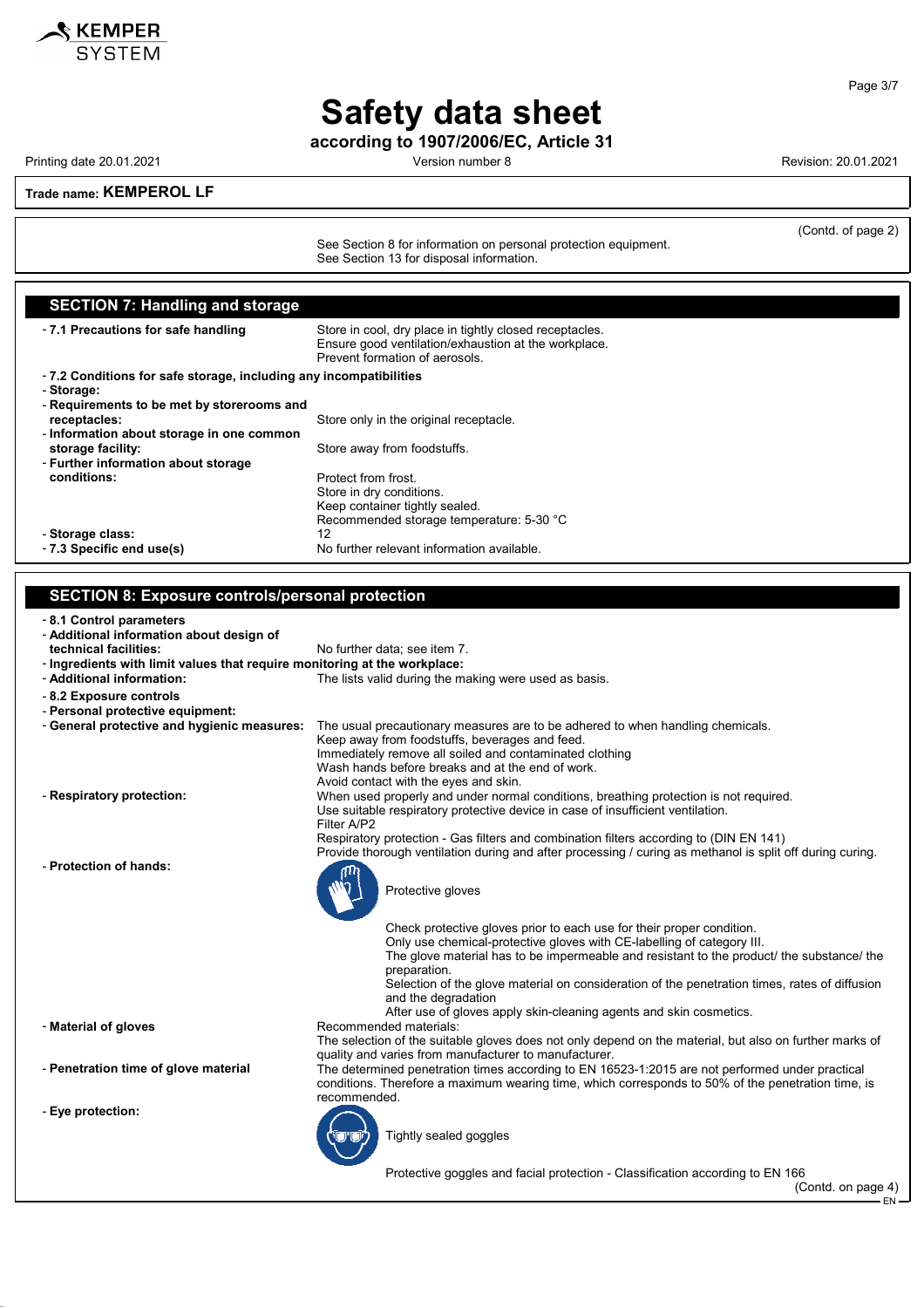**Trade name: KEMPEROL LF**

(Contd. of page 2)

See Section 8 for information on personal protection equipment.
See Section 13 for disposal information.

## SECTION 7: Handling and storage

- **7.1 Precautions for safe handling**
  Store in cool, dry place in tightly closed receptacles.
  Ensure good ventilation/exhaustion at the workplace.
  Prevent formation of aerosols.
- **7.2 Conditions for safe storage, including any incompatibilities**
- **Storage:**
- **Requirements to be met by storerooms and receptacles:** Store only in the original receptacle.
- **Information about storage in one common storage facility:** Store away from foodstuffs.
- **Further information about storage conditions:**
  Protect from frost.
  Store in dry conditions.
  Keep container tightly sealed.
  Recommended storage temperature: 5-30 °C
- **Storage class:** 12
- **7.3 Specific end use(s)** No further relevant information available.

## SECTION 8: Exposure controls/personal protection

- **8.1 Control parameters**
- **Additional information about design of technical facilities:** No further data; see item 7.
- **Ingredients with limit values that require monitoring at the workplace:**
- **Additional information:** The lists valid during the making were used as basis.
- **8.2 Exposure controls**
- **Personal protective equipment:**
- **General protective and hygienic measures:**
  The usual precautionary measures are to be adhered to when handling chemicals.
  Keep away from foodstuffs, beverages and feed.
  Immediately remove all soiled and contaminated clothing
  Wash hands before breaks and at the end of work.
  Avoid contact with the eyes and skin.
- **Respiratory protection:**
  When used properly and under normal conditions, breathing protection is not required.
  Use suitable respiratory protective device in case of insufficient ventilation.
  Filter A/P2
  Respiratory protection - Gas filters and combination filters according to (DIN EN 141)
  Provide thorough ventilation during and after processing / curing as methanol is split off during curing.
- **Protection of hands:**
  Protective gloves

  Check protective gloves prior to each use for their proper condition.
  Only use chemical-protective gloves with CE-labelling of category III.
  The glove material has to be impermeable and resistant to the product/ the substance/ the preparation.
  Selection of the glove material on consideration of the penetration times, rates of diffusion and the degradation
  After use of gloves apply skin-cleaning agents and skin cosmetics.
- **Material of gloves**
  Recommended materials:
  The selection of the suitable gloves does not only depend on the material, but also on further marks of quality and varies from manufacturer to manufacturer.
- **Penetration time of glove material**
  The determined penetration times according to EN 16523-1:2015 are not performed under practical conditions. Therefore a maximum wearing time, which corresponds to 50% of the penetration time, is recommended.
- **Eye protection:**
  Tightly sealed goggles

  Protective goggles and facial protection - Classification according to EN 166

(Contd. on page 4)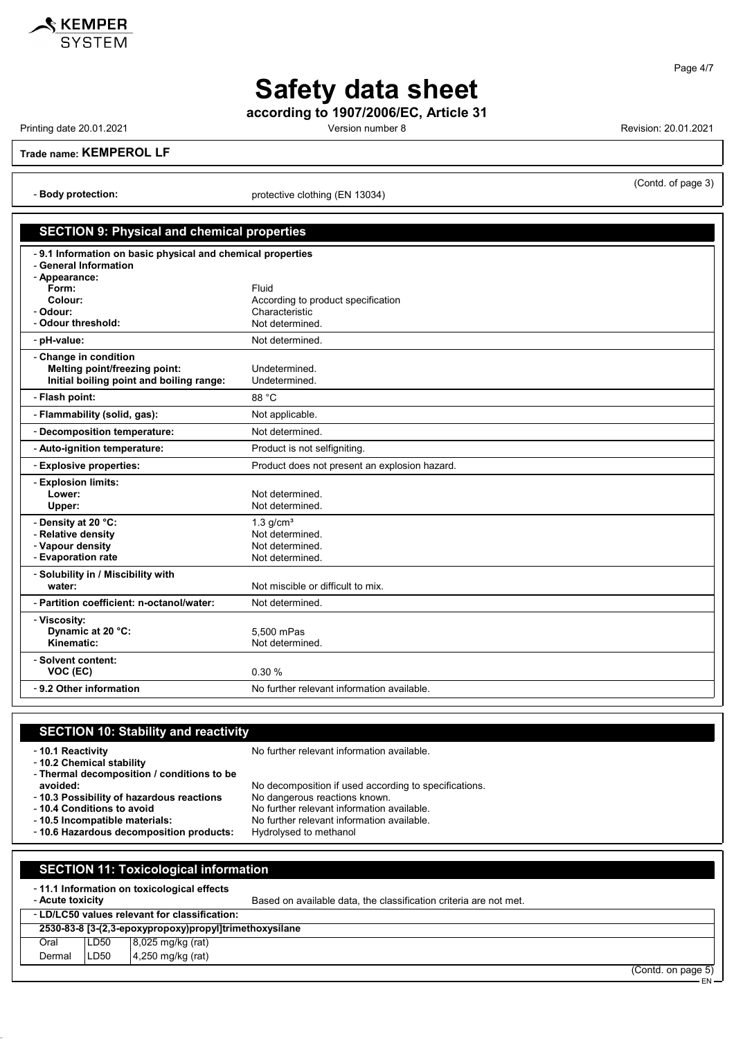**Safety data sheet**

**according to 1907/2006/EC, Article 31**

Printing date 20.01.2021 | Version number 8 | Revision: 20.01.2021

**Trade name: KEMPEROL LF**

(Contd. of page 3)

- **Body protection:** protective clothing (EN 13034)

## SECTION 9: Physical and chemical properties

- **9.1 Information on basic physical and chemical properties**
- **General Information**
- **Appearance:**
  - **Form:** Fluid
  - **Colour:** According to product specification
- **Odour:** Characteristic
- **Odour threshold:** Not determined.
- **pH-value:** Not determined.
- **Change in condition**
  - **Melting point/freezing point:** Undetermined.
  - **Initial boiling point and boiling range:** Undetermined.
- **Flash point:** 88 °C
- **Flammability (solid, gas):** Not applicable.
- **Decomposition temperature:** Not determined.
- **Auto-ignition temperature:** Product is not selfigniting.
- **Explosive properties:** Product does not present an explosion hazard.
- **Explosion limits:**
  - **Lower:** Not determined.
  - **Upper:** Not determined.
- **Density at 20 °C:** 1.3 g/cm³
- **Relative density** Not determined.
- **Vapour density** Not determined.
- **Evaporation rate** Not determined.
- **Solubility in / Miscibility with**
  - **water:** Not miscible or difficult to mix.
- **Partition coefficient: n-octanol/water:** Not determined.
- **Viscosity:**
  - **Dynamic at 20 °C:** 5,500 mPas
  - **Kinematic:** Not determined.
- **Solvent content:**
  - **VOC (EC)** 0.30 %
- **9.2 Other information** No further relevant information available.

## SECTION 10: Stability and reactivity

- **10.1 Reactivity** No further relevant information available.
- **10.2 Chemical stability**
- **Thermal decomposition / conditions to be avoided:** No decomposition if used according to specifications.
- **10.3 Possibility of hazardous reactions** No dangerous reactions known.
- **10.4 Conditions to avoid** No further relevant information available.
- **10.5 Incompatible materials:** No further relevant information available.
- **10.6 Hazardous decomposition products:** Hydrolysed to methanol

## SECTION 11: Toxicological information

- **11.1 Information on toxicological effects**
- **Acute toxicity** Based on available data, the classification criteria are not met.
- **LD/LC50 values relevant for classification:**

**2530-83-8 [3-(2,3-epoxypropoxy)propyl]trimethoxysilane**

| | | |
|---|---|---|
| Oral | LD50 | 8,025 mg/kg (rat) |
| Dermal | LD50 | 4,250 mg/kg (rat) |

(Contd. on page 5)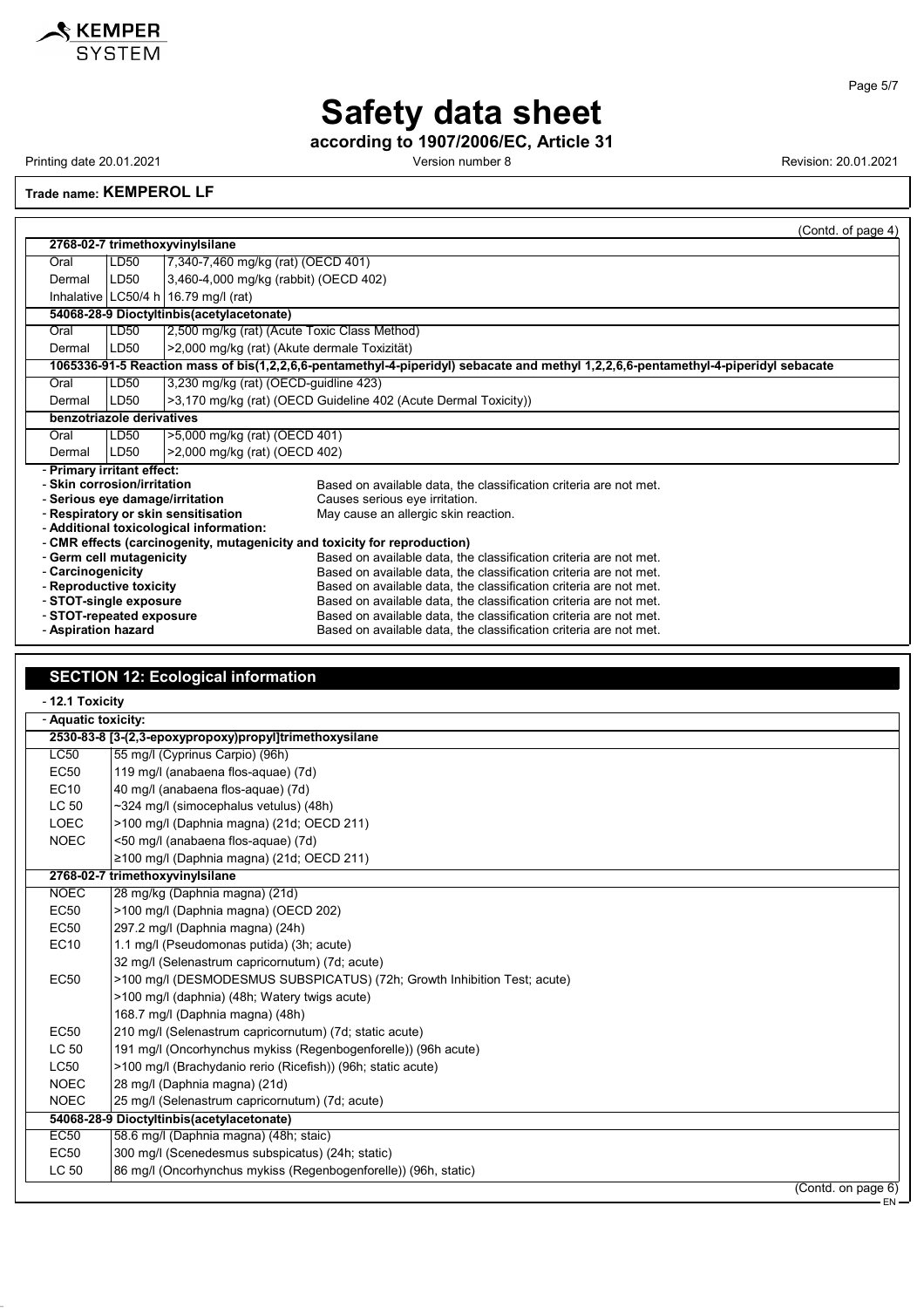**Trade name: KEMPEROL LF**

(Contd. of page 4)

| | | |
|---|---|---|
| **2768-02-7 trimethoxyvinylsilane** | | |
| Oral | LD50 | 7,340-7,460 mg/kg (rat) (OECD 401) |
| Dermal | LD50 | 3,460-4,000 mg/kg (rabbit) (OECD 402) |
| Inhalative | LC50/4 h | 16.79 mg/l (rat) |
| **54068-28-9 Dioctyltinbis(acetylacetonate)** | | |
| Oral | LD50 | 2,500 mg/kg (rat) (Acute Toxic Class Method) |
| Dermal | LD50 | >2,000 mg/kg (rat) (Akute dermale Toxizität) |
| **1065336-91-5 Reaction mass of bis(1,2,2,6,6-pentamethyl-4-piperidyl) sebacate and methyl 1,2,2,6,6-pentamethyl-4-piperidyl sebacate** | | |
| Oral | LD50 | 3,230 mg/kg (rat) (OECD-guidline 423) |
| Dermal | LD50 | >3,170 mg/kg (rat) (OECD Guideline 402 (Acute Dermal Toxicity)) |
| **benzotriazole derivatives** | | |
| Oral | LD50 | >5,000 mg/kg (rat) (OECD 401) |
| Dermal | LD50 | >2,000 mg/kg (rat) (OECD 402) |

- **Primary irritant effect:**
- **Skin corrosion/irritation** Based on available data, the classification criteria are not met.
- **Serious eye damage/irritation** Causes serious eye irritation.
- **Respiratory or skin sensitisation** May cause an allergic skin reaction.
- **Additional toxicological information:**
- **CMR effects (carcinogenity, mutagenicity and toxicity for reproduction)**
- **Germ cell mutagenicity** Based on available data, the classification criteria are not met.
- **Carcinogenicity** Based on available data, the classification criteria are not met.
- **Reproductive toxicity** Based on available data, the classification criteria are not met.
- **STOT-single exposure** Based on available data, the classification criteria are not met.
- **STOT-repeated exposure** Based on available data, the classification criteria are not met.
- **Aspiration hazard** Based on available data, the classification criteria are not met.

## SECTION 12: Ecological information

- **12.1 Toxicity**
- **Aquatic toxicity:**

| | |
|---|---|
| **2530-83-8 [3-(2,3-epoxypropoxy)propyl]trimethoxysilane** | |
| LC50 | 55 mg/l (Cyprinus Carpio) (96h) |
| EC50 | 119 mg/l (anabaena flos-aquae) (7d) |
| EC10 | 40 mg/l (anabaena flos-aquae) (7d) |
| LC 50 | ~324 mg/l (simocephalus vetulus) (48h) |
| LOEC | >100 mg/l (Daphnia magna) (21d; OECD 211) |
| NOEC | <50 mg/l (anabaena flos-aquae) (7d) |
| | ≥100 mg/l (Daphnia magna) (21d; OECD 211) |
| **2768-02-7 trimethoxyvinylsilane** | |
| NOEC | 28 mg/kg (Daphnia magna) (21d) |
| EC50 | >100 mg/l (Daphnia magna) (OECD 202) |
| EC50 | 297.2 mg/l (Daphnia magna) (24h) |
| EC10 | 1.1 mg/l (Pseudomonas putida) (3h; acute) |
| | 32 mg/l (Selenastrum capricornutum) (7d; acute) |
| EC50 | >100 mg/l (DESMODESMUS SUBSPICATUS) (72h; Growth Inhibition Test; acute) |
| | >100 mg/l (daphnia) (48h; Watery twigs acute) |
| | 168.7 mg/l (Daphnia magna) (48h) |
| EC50 | 210 mg/l (Selenastrum capricornutum) (7d; static acute) |
| LC 50 | 191 mg/l (Oncorhynchus mykiss (Regenbogenforelle)) (96h acute) |
| LC50 | >100 mg/l (Brachydanio rerio (Ricefish)) (96h; static acute) |
| NOEC | 28 mg/l (Daphnia magna) (21d) |
| NOEC | 25 mg/l (Selenastrum capricornutum) (7d; acute) |
| **54068-28-9 Dioctyltinbis(acetylacetonate)** | |
| EC50 | 58.6 mg/l (Daphnia magna) (48h; staic) |
| EC50 | 300 mg/l (Scenedesmus subspicatus) (24h; static) |
| LC 50 | 86 mg/l (Oncorhynchus mykiss (Regenbogenforelle)) (96h, static) |

(Contd. on page 6)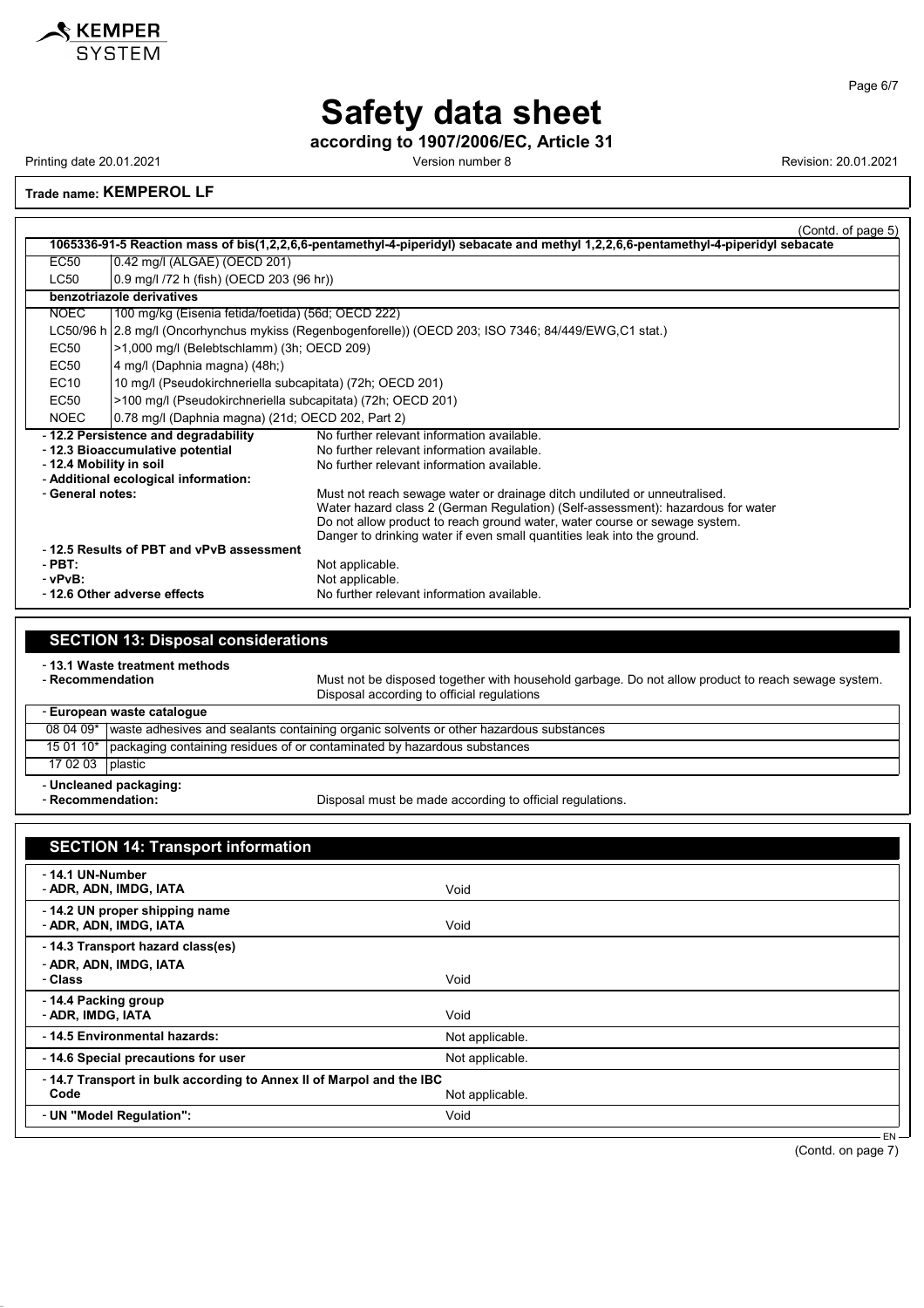**Safety data sheet**

**according to 1907/2006/EC, Article 31**

Printing date 20.01.2021 | Version number 8 | Revision: 20.01.2021

**Trade name: KEMPEROL LF**

(Contd. of page 5)

| **1065336-91-5 Reaction mass of bis(1,2,2,6,6-pentamethyl-4-piperidyl) sebacate and methyl 1,2,2,6,6-pentamethyl-4-piperidyl sebacate** | |
|---|---|
| EC50 | 0.42 mg/l (ALGAE) (OECD 201) |
| LC50 | 0.9 mg/l /72 h (fish) (OECD 203 (96 hr)) |
| **benzotriazole derivatives** | |
| NOEC | 100 mg/kg (Eisenia fetida/foetida) (56d; OECD 222) |
| LC50/96 h | 2.8 mg/l (Oncorhynchus mykiss (Regenbogenforelle)) (OECD 203; ISO 7346; 84/449/EWG,C1 stat.) |
| EC50 | >1,000 mg/l (Belebtschlamm) (3h; OECD 209) |
| EC50 | 4 mg/l (Daphnia magna) (48h;) |
| EC10 | 10 mg/l (Pseudokirchneriella subcapitata) (72h; OECD 201) |
| EC50 | >100 mg/l (Pseudokirchneriella subcapitata) (72h; OECD 201) |
| NOEC | 0.78 mg/l (Daphnia magna) (21d; OECD 202, Part 2) |

- **12.2 Persistence and degradability** No further relevant information available.
- **12.3 Bioaccumulative potential** No further relevant information available.
- **12.4 Mobility in soil** No further relevant information available.
- **Additional ecological information:**
- **General notes:** Must not reach sewage water or drainage ditch undiluted or unneutralised.
  Water hazard class 2 (German Regulation) (Self-assessment): hazardous for water
  Do not allow product to reach ground water, water course or sewage system.
  Danger to drinking water if even small quantities leak into the ground.
- **12.5 Results of PBT and vPvB assessment**
- **PBT:** Not applicable.
- **vPvB:** Not applicable.
- **12.6 Other adverse effects** No further relevant information available.

## SECTION 13: Disposal considerations

- **13.1 Waste treatment methods**
- **Recommendation** Must not be disposed together with household garbage. Do not allow product to reach sewage system. Disposal according to official regulations

| - **European waste catalogue** | |
|---|---|
| 08 04 09* | waste adhesives and sealants containing organic solvents or other hazardous substances |
| 15 01 10* | packaging containing residues of or contaminated by hazardous substances |
| 17 02 03 | plastic |

- **Uncleaned packaging:**
- **Recommendation:** Disposal must be made according to official regulations.

## SECTION 14: Transport information

| | |
|---|---|
| - **14.1 UN-Number**<br>- **ADR, ADN, IMDG, IATA** | Void |
| - **14.2 UN proper shipping name**<br>- **ADR, ADN, IMDG, IATA** | Void |
| - **14.3 Transport hazard class(es)**<br>- **ADR, ADN, IMDG, IATA**<br>- **Class** | Void |
| - **14.4 Packing group**<br>- **ADR, IMDG, IATA** | Void |
| - **14.5 Environmental hazards:** | Not applicable. |
| - **14.6 Special precautions for user** | Not applicable. |
| - **14.7 Transport in bulk according to Annex II of Marpol and the IBC Code** | Not applicable. |
| - **UN "Model Regulation":** | Void |

(Contd. on page 7)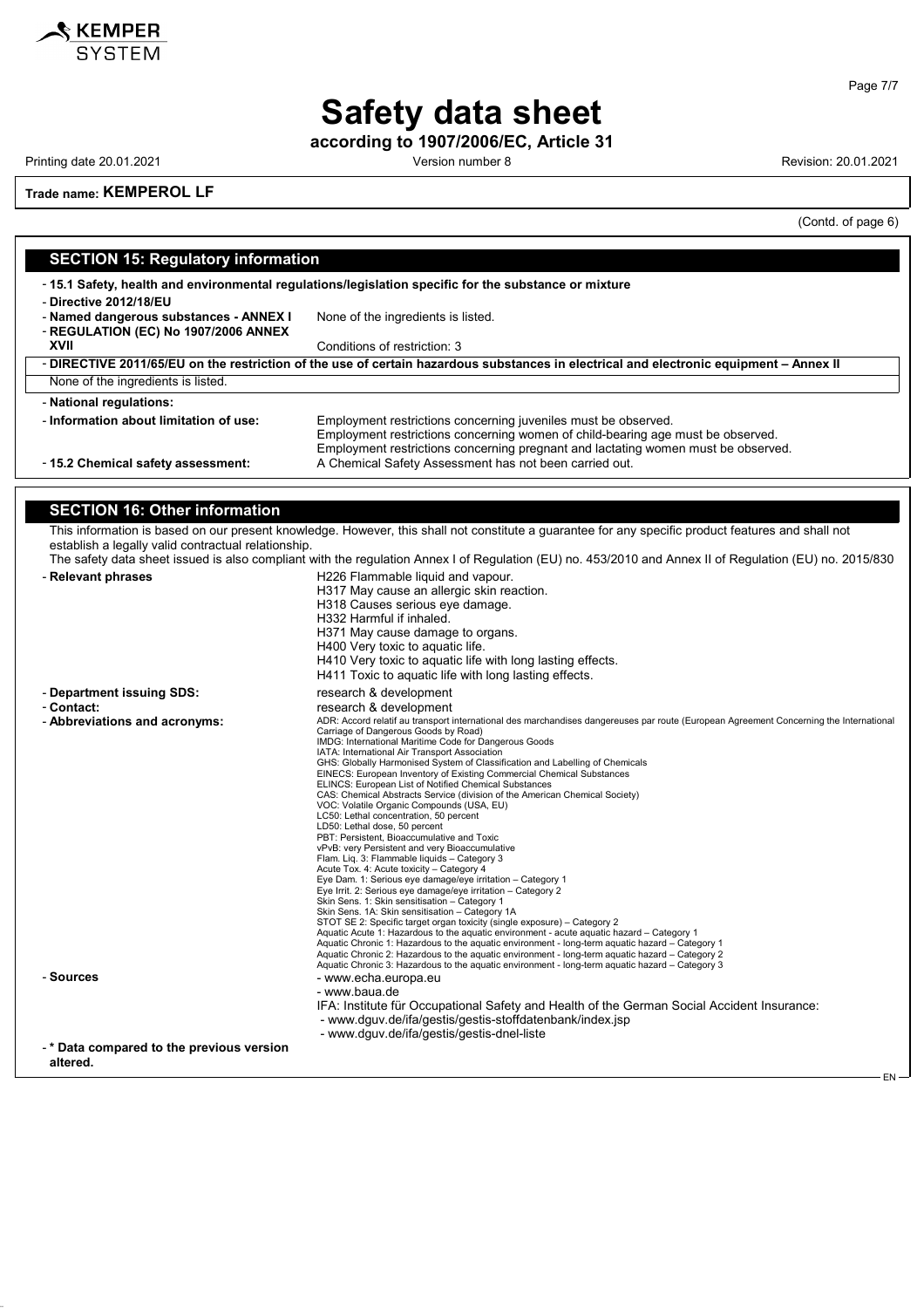# Safety data sheet

**according to 1907/2006/EC, Article 31**

Printing date 20.01.2021 Version number 8 Revision: 20.01.2021

**Trade name: KEMPEROL LF**

(Contd. of page 6)

## SECTION 15: Regulatory information

- **15.1 Safety, health and environmental regulations/legislation specific for the substance or mixture**
- **Directive 2012/18/EU**
- **Named dangerous substances - ANNEX I** None of the ingredients is listed.
- **REGULATION (EC) No 1907/2006 ANNEX XVII** Conditions of restriction: 3
- **DIRECTIVE 2011/65/EU on the restriction of the use of certain hazardous substances in electrical and electronic equipment – Annex II**

None of the ingredients is listed.

- **National regulations:**
- **Information about limitation of use:** Employment restrictions concerning juveniles must be observed. Employment restrictions concerning women of child-bearing age must be observed. Employment restrictions concerning pregnant and lactating women must be observed.
- **15.2 Chemical safety assessment:** A Chemical Safety Assessment has not been carried out.

## SECTION 16: Other information

This information is based on our present knowledge. However, this shall not constitute a guarantee for any specific product features and shall not establish a legally valid contractual relationship.
The safety data sheet issued is also compliant with the regulation Annex I of Regulation (EU) no. 453/2010 and Annex II of Regulation (EU) no. 2015/830

- **Relevant phrases**
  - H226 Flammable liquid and vapour.
  - H317 May cause an allergic skin reaction.
  - H318 Causes serious eye damage.
  - H332 Harmful if inhaled.
  - H371 May cause damage to organs.
  - H400 Very toxic to aquatic life.
  - H410 Very toxic to aquatic life with long lasting effects.
  - H411 Toxic to aquatic life with long lasting effects.
- **Department issuing SDS:** research & development
- **Contact:** research & development
- **Abbreviations and acronyms:**
  - ADR: Accord relatif au transport international des marchandises dangereuses par route (European Agreement Concerning the International Carriage of Dangerous Goods by Road)
  - IMDG: International Maritime Code for Dangerous Goods
  - IATA: International Air Transport Association
  - GHS: Globally Harmonised System of Classification and Labelling of Chemicals
  - EINECS: European Inventory of Existing Commercial Chemical Substances
  - ELINCS: European List of Notified Chemical Substances
  - CAS: Chemical Abstracts Service (division of the American Chemical Society)
  - VOC: Volatile Organic Compounds (USA, EU)
  - LC50: Lethal concentration, 50 percent
  - LD50: Lethal dose, 50 percent
  - PBT: Persistent, Bioaccumulative and Toxic
  - vPvB: very Persistent and very Bioaccumulative
  - Flam. Liq. 3: Flammable liquids – Category 3
  - Acute Tox. 4: Acute toxicity – Category 4
  - Eye Dam. 1: Serious eye damage/eye irritation – Category 1
  - Eye Irrit. 2: Serious eye damage/eye irritation – Category 2
  - Skin Sens. 1: Skin sensitisation – Category 1
  - Skin Sens. 1A: Skin sensitisation – Category 1A
  - STOT SE 2: Specific target organ toxicity (single exposure) – Category 2
  - Aquatic Acute 1: Hazardous to the aquatic environment - acute aquatic hazard – Category 1
  - Aquatic Chronic 1: Hazardous to the aquatic environment - long-term aquatic hazard – Category 1
  - Aquatic Chronic 2: Hazardous to the aquatic environment - long-term aquatic hazard – Category 2
  - Aquatic Chronic 3: Hazardous to the aquatic environment - long-term aquatic hazard – Category 3
- **Sources**
  - www.echa.europa.eu
  - www.baua.de
  - IFA: Institute für Occupational Safety and Health of the German Social Accident Insurance:
    - www.dguv.de/ifa/gestis/gestis-stoffdatenbank/index.jsp
    - www.dguv.de/ifa/gestis/gestis-dnel-liste
- **\* Data compared to the previous version altered.**